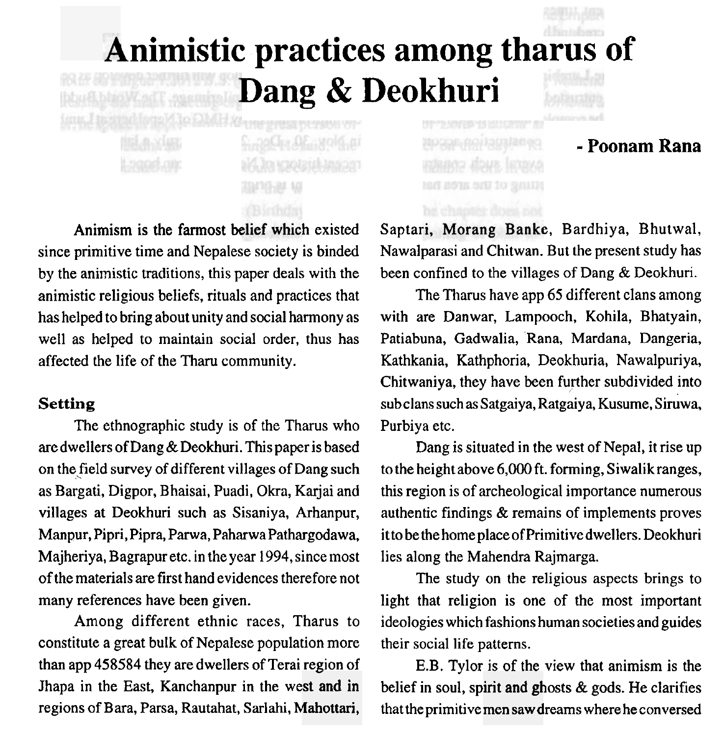# Animistic practices among tharus of Dang & Deokhuri

**- Poonam Rana**

Animism is the farmost belief which existed since primitive time and Nepalese society is binded by the animistic traditions, this paper deals with the animistic religious beliefs, rituals and practices that has helped to bring about unity and social harmony as well as helped to maintain social order, thus has affected the life of the Tharu community.

### Setting

The ethnographic study is of the Tharus who are dwellers of Dang & Deokhuri. This paper is based on the field survey of different villages of Dang such as Bargati, Digpor, Bhaisai, Puadi, Okra, Karjai and villages at Deokhuri such as Sisaniya, Arhanpur, Manpur, Pipri, Pipra, Parwa, Paharwa Pathargodawa, Majheriya, Bagrapur etc. in the year 1994, since most of the materials are first hand evidences therefore not many references have been given.

Among different ethnic races, Tharus to constitute a great bulk of Nepalese population more than app 458584 they are dwellers of Terai region of Jhapa in the East, Kanchanpur in the west and in regions of Bara, Parsa, Rautahat, Sarlahi, Mahottari, Saptari, Morang Banke, Bardhiya, Bhutwal, Nawalparasi and Chitwan. But the present study has been confined to the villages of Dang & Deokhuri.

The Tharus have app 65 different clans among with are Danwar, Lampooch, Kohila, Bhatyain, Patiabuna, Gadwalia, Rana, Mardana, Dangeria, Kathkania, Kathphoria, Deokhuria, Nawalpuriya, Chitwaniya, they have been further subdivided into sub clans such as Satgaiya, Ratgaiya, Kusume, Siruwa, Purbiya etc.

Dang is situated in the west of Nepal, it rise up to the height above 6,000 ft. forming, Siwalik ranges, this region is of archeological importance numerous authentic findings & remains of implements proves it to be the home place of Primitive dwellers. Deokhuri lies along the Mahendra Rajmarga.

The study on the religious aspects brings to light that religion is one of the most important ideologies which fashions human societies and guides their social life patterns.

E.B. Tylor is of the view that animism is the belief in soul, spirit and ghosts & gods. He clarifies that the primitive men saw dreams where he conversed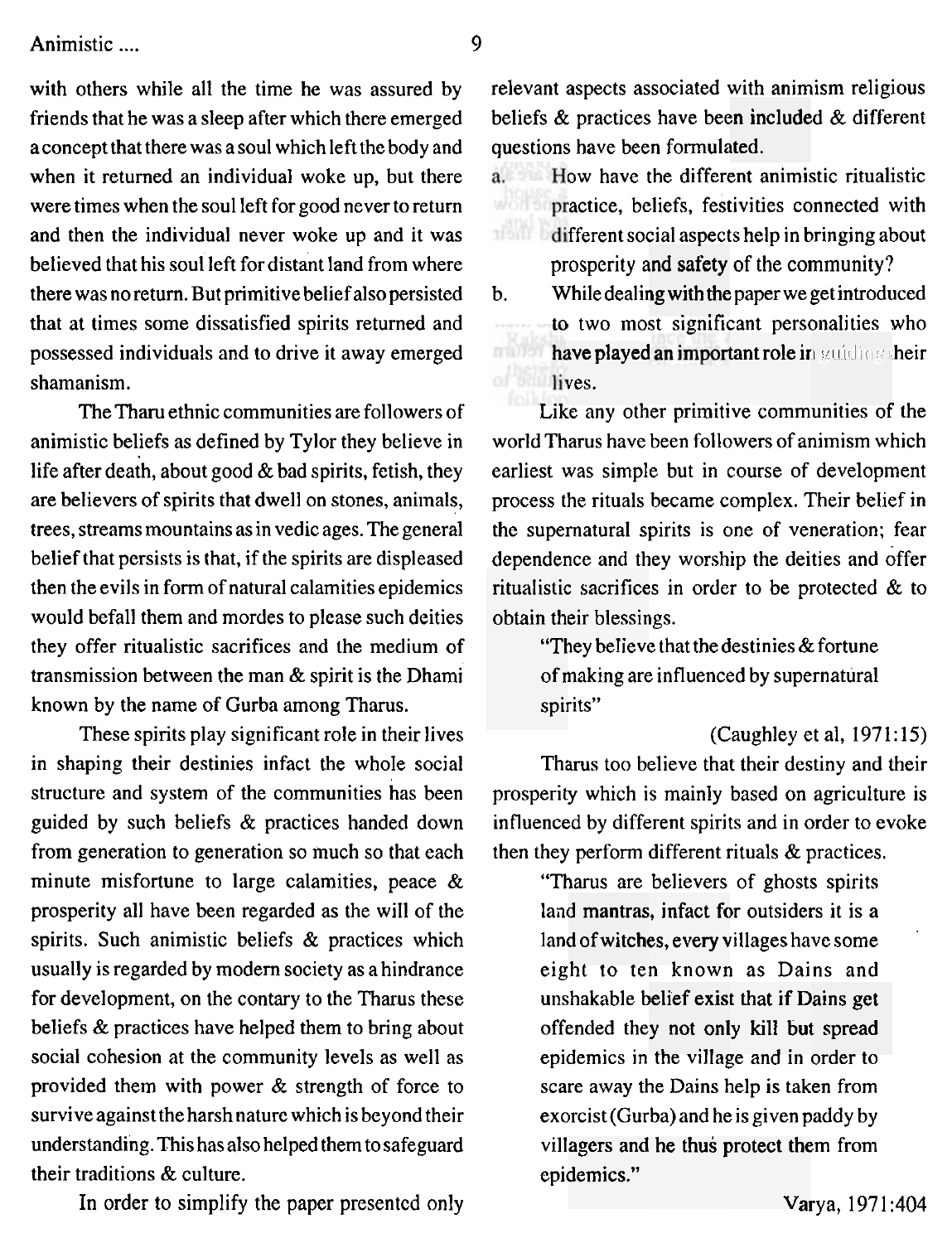with others while all the time he was assured by friends that he was a sleep after which there emerged a concept that there was a soul which left the body and when it returned an individual woke up, but there were times when the soul left for good never to return and then the individual never woke up and it was believed that his soul left for distant land from where there was no return. But primitive belief also persisted that at times some dissatisfied spirits returned and possessed individuals and to drive it away emerged shamanism.

The Tharu ethnic communities are followers of animistic beliefs as defined by Tylor they believe in life after death, about good & bad spirits, fetish, they are believers of spirits that dwell on stones, animals, trees, streams mountains as in vedic ages. The general belief that persists is that, if the spirits are displeased then the evils in form of natural calamities epidemics would befall them and mordes to please such deities they offer ritualistic sacrifices and the medium of transmission between the man & spirit is the Dhami known by the name of Gurba among Tharus.

These spirits play significant role in their lives in shaping their destinies infact the whole social structure and system of the communities has been guided by such beliefs & practices handed down from generation to generation so much so that each minute misfortune to large calamities, peace & prosperity all have been regarded as the will of the spirits. Such animistic beliefs & practices which usually is regarded by modern society as a hindrance for development, on the contary to the Tharus these beliefs & practices have helped them to bring about social cohesion at the community levels as well as provided them with power & strength of force to survive against the harsh nature which is beyond their understanding. This has also helped them to safeguard their traditions & culture.

In order to simplify the paper presented only relevant aspects associated with animism religious beliefs & practices have been included & different questions have been formulated.

a. How have the different animistic ritualistic practice, beliefs, festivities connected with different social aspects help in bringing about prosperity and safety of the community?

b. While dealing with the paper we get introduced to two most significant personalities who have played an important role in guiding their lives.

Like any other primitive communities of the world Tharus have been followers of animism which earliest was simple but in course of development process the rituals became complex. Their belief in the supernatural spirits is one of veneration; fear dependence and they worship the deities and offer ritualistic sacrifices in order to be protected & to obtain their blessings.

> "They believe that the destinies & fortune of making are influenced by supernatural spirits"
>
> (Caughley et al, 1971:15)

Tharus too believe that their destiny and their prosperity which is mainly based on agriculture is influenced by different spirits and in order to evoke then they perform different rituals & practices.

> "Tharus are believers of ghosts spirits land mantras, infact for outsiders it is a land of witches, every villages have some eight to ten known as Dains and unshakable belief exist that if Dains get offended they not only kill but spread epidemics in the village and in order to scare away the Dains help is taken from exorcist (Gurba) and he is given paddy by villagers and he thus protect them from epidemics."
>
> Varya, 1971:404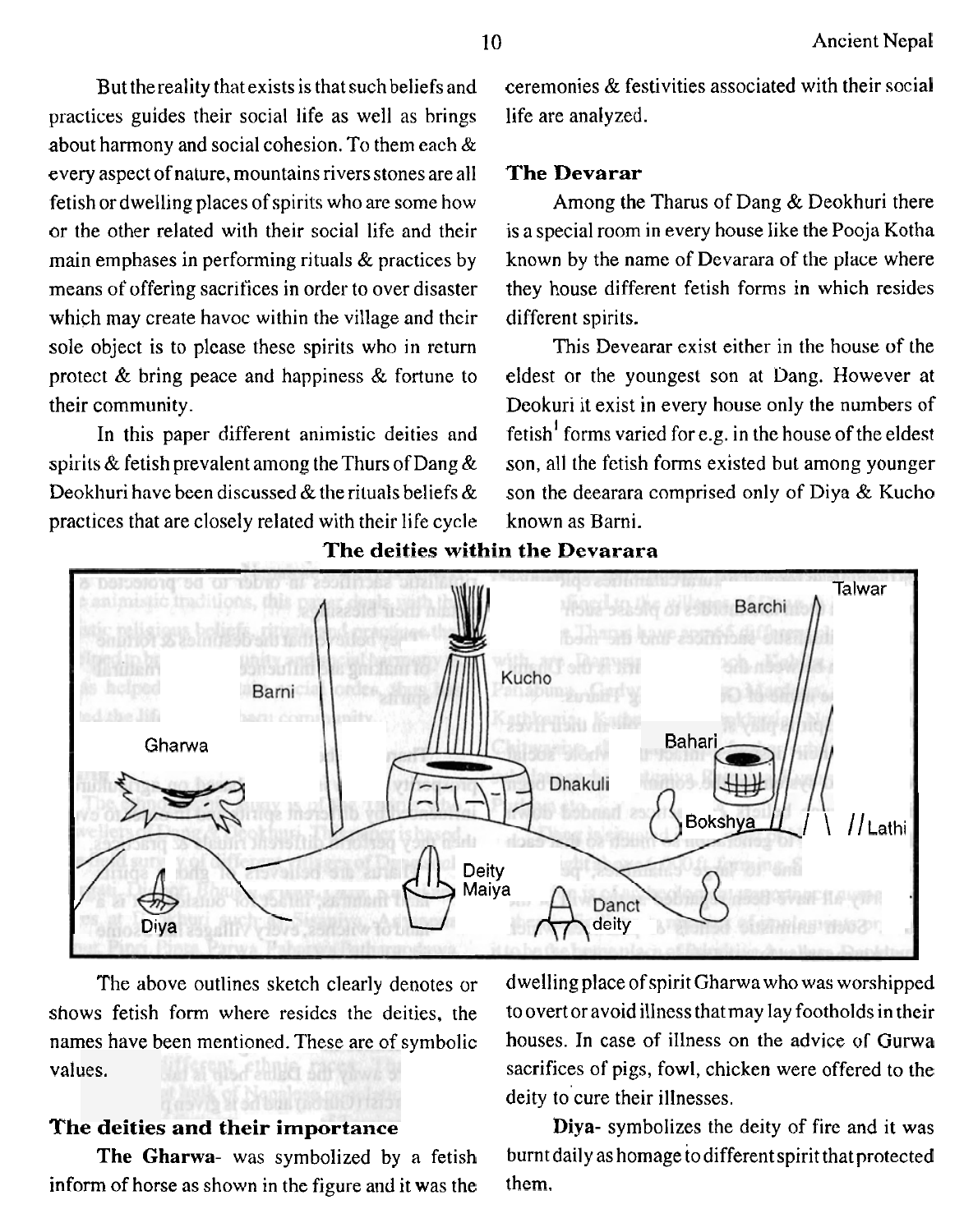But the reality that exists is that such beliefs and practices guides their social life as well as brings about harmony and social cohesion. To them each & every aspect of nature, mountains rivers stones are all fetish or dwelling places of spirits who are some how or the other related with their social life and their main emphases in performing rituals & practices by means of offering sacrifices in order to over disaster which may create havoc within the village and their sole object is to please these spirits who in return protect & bring peace and happiness & fortune to their community.

In this paper different animistic deities and spirits & fetish prevalent among the Thurs of Dang & Deokhuri have been discussed & the rituals beliefs & practices that are closely related with their life cycle ceremonies & festivities associated with their social life are analyzed.

### The Devarar

Among the Tharus of Dang & Deokhuri there is a special room in every house like the Pooja Kotha known by the name of Devarara of the place where they house different fetish forms in which resides different spirits.

This Devearar exist either in the house of the eldest or the youngest son at Dang. However at Deokuri it exist in every house only the numbers of fetish[1] forms varied for e.g. in the house of the eldest son, all the fetish forms existed but among younger son the deearara comprised only of Diya & Kucho known as Barni.

**The deities within the Devarara**

Talwar, Barchi, Kucho, Barni, Gharwa, Bahari, Dhakuli, Bokshya, Lathi, Deity Maiya, Danct deity, Diya

The above outlines sketch clearly denotes or shows fetish form where resides the deities, the names have been mentioned. These are of symbolic values.

### The deities and their importance

**The Gharwa**- was symbolized by a fetish inform of horse as shown in the figure and it was the dwelling place of spirit Gharwa who was worshipped to overt or avoid illness that may lay footholds in their houses. In case of illness on the advice of Gurwa sacrifices of pigs, fowl, chicken were offered to the deity to cure their illnesses.

**Diya**- symbolizes the deity of fire and it was burnt daily as homage to different spirit that protected them.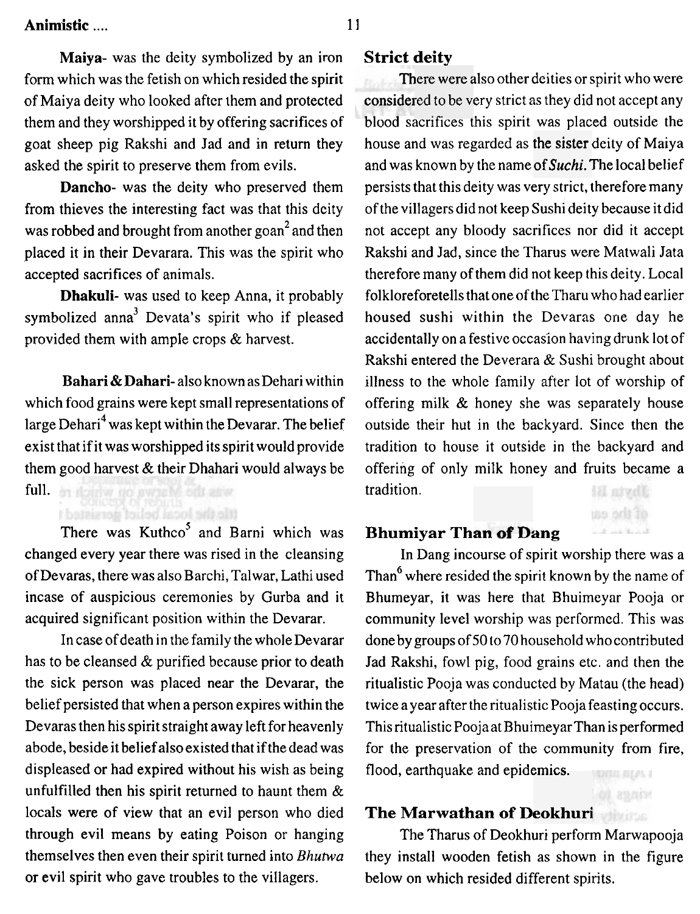**Maiya**- was the deity symbolized by an iron form which was the fetish on which resided the spirit of Maiya deity who looked after them and protected them and they worshipped it by offering sacrifices of goat sheep pig Rakshi and Jad and in return they asked the spirit to preserve them from evils.

**Dancho**- was the deity who preserved them from thieves the interesting fact was that this deity was robbed and brought from another goan[2] and then placed it in their Devarara. This was the spirit who accepted sacrifices of animals.

**Dhakuli**- was used to keep Anna, it probably symbolized anna[3] Devata's spirit who if pleased provided them with ample crops & harvest.

**Bahari & Dahari**- also known as Dehari within which food grains were kept small representations of large Dehari[4] was kept within the Devarar. The belief exist that if it was worshipped its spirit would provide them good harvest & their Dhahari would always be full.

There was Kuthco[5] and Barni which was changed every year there was rised in the cleansing of Devaras, there was also Barchi, Talwar, Lathi used incase of auspicious ceremonies by Gurba and it acquired significant position within the Devarar.

In case of death in the family the whole Devarar has to be cleansed & purified because prior to death the sick person was placed near the Devarar, the belief persisted that when a person expires within the Devaras then his spirit straight away left for heavenly abode, beside it belief also existed that if the dead was displeased or had expired without his wish as being unfulfilled then his spirit returned to haunt them & locals were of view that an evil person who died through evil means by eating Poison or hanging themselves then even their spirit turned into *Bhutwa* or evil spirit who gave troubles to the villagers.

## Strict deity

There were also other deities or spirit who were considered to be very strict as they did not accept any blood sacrifices this spirit was placed outside the house and was regarded as the sister deity of Maiya and was known by the name of *Suchi*. The local belief persists that this deity was very strict, therefore many of the villagers did not keep Sushi deity because it did not accept any bloody sacrifices nor did it accept Rakshi and Jad, since the Tharus were Matwali Jata therefore many of them did not keep this deity. Local folkloreforetells that one of the Tharu who had earlier housed sushi within the Devaras one day he accidentally on a festive occasion having drunk lot of Rakshi entered the Deverara & Sushi brought about illness to the whole family after lot of worship of offering milk & honey she was separately house outside their hut in the backyard. Since then the tradition to house it outside in the backyard and offering of only milk honey and fruits became a tradition.

## Bhumiyar Than of Dang

In Dang incourse of spirit worship there was a Than[6] where resided the spirit known by the name of Bhumeyar, it was here that Bhuimeyar Pooja or community level worship was performed. This was done by groups of 50 to 70 household who contributed Jad Rakshi, fowl pig, food grains etc. and then the ritualistic Pooja was conducted by Matau (the head) twice a year after the ritualistic Pooja feasting occurs. This ritualistic Pooja at Bhuimeyar Than is performed for the preservation of the community from fire, flood, earthquake and epidemics.

## The Marwathan of Deokhuri

The Tharus of Deokhuri perform Marwapooja they install wooden fetish as shown in the figure below on which resided different spirits.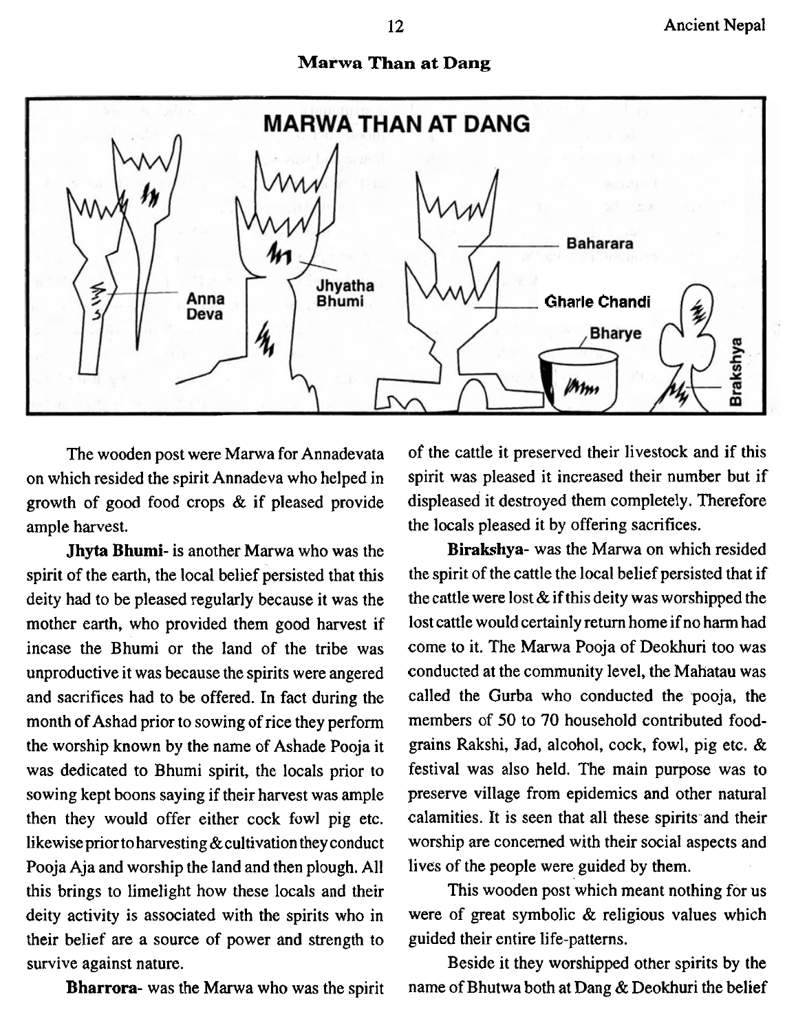**Marwa Than at Dang**

The wooden post were Marwa for Annadevata on which resided the spirit Annadeva who helped in growth of good food crops & if pleased provide ample harvest.

**Jhyta Bhumi**- is another Marwa who was the spirit of the earth, the local belief persisted that this deity had to be pleased regularly because it was the mother earth, who provided them good harvest if incase the Bhumi or the land of the tribe was unproductive it was because the spirits were angered and sacrifices had to be offered. In fact during the month of Ashad prior to sowing of rice they perform the worship known by the name of Ashade Pooja it was dedicated to Bhumi spirit, the locals prior to sowing kept boons saying if their harvest was ample then they would offer either cock fowl pig etc. likewise prior to harvesting & cultivation they conduct Pooja Aja and worship the land and then plough. All this brings to limelight how these locals and their deity activity is associated with the spirits who in their belief are a source of power and strength to survive against nature.

**Bharrora**- was the Marwa who was the spirit of the cattle it preserved their livestock and if this spirit was pleased it increased their number but if displeased it destroyed them completely. Therefore the locals pleased it by offering sacrifices.

**Birakshya**- was the Marwa on which resided the spirit of the cattle the local belief persisted that if the cattle were lost & if this deity was worshipped the lost cattle would certainly return home if no harm had come to it. The Marwa Pooja of Deokhuri too was conducted at the community level, the Mahatau was called the Gurba who conducted the pooja, the members of 50 to 70 household contributed food-grains Rakshi, Jad, alcohol, cock, fowl, pig etc. & festival was also held. The main purpose was to preserve village from epidemics and other natural calamities. It is seen that all these spirits and their worship are concerned with their social aspects and lives of the people were guided by them.

This wooden post which meant nothing for us were of great symbolic & religious values which guided their entire life-patterns.

Beside it they worshipped other spirits by the name of Bhutwa both at Dang & Deokhuri the belief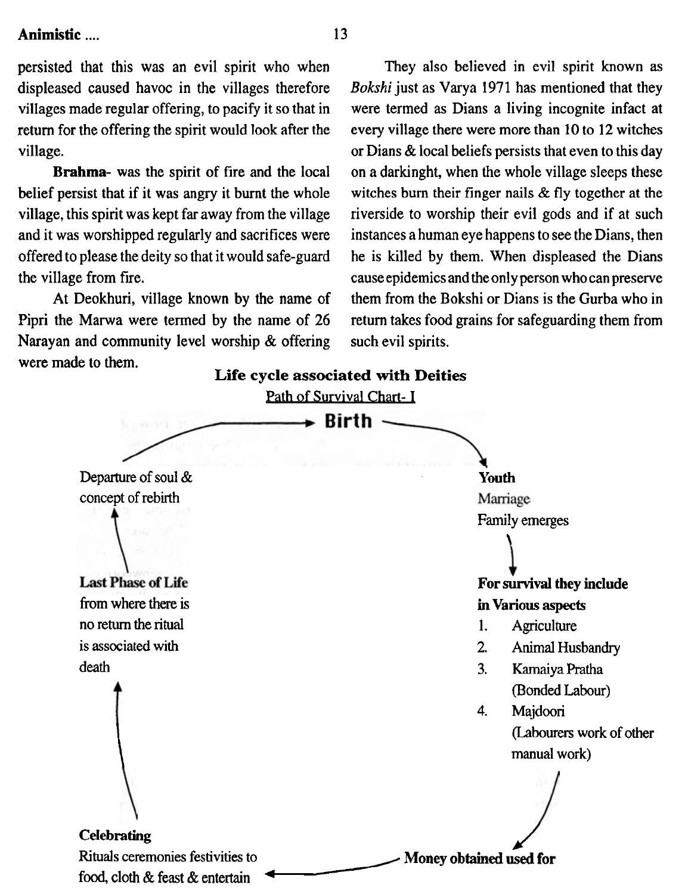persisted that this was an evil spirit who when displeased caused havoc in the villages therefore villages made regular offering, to pacify it so that in return for the offering the spirit would look after the village.

**Brahma-** was the spirit of fire and the local belief persist that if it was angry it burnt the whole village, this spirit was kept far away from the village and it was worshipped regularly and sacrifices were offered to please the deity so that it would safe-guard the village from fire.

At Deokhuri, village known by the name of Pipri the Marwa were termed by the name of 26 Narayan and community level worship & offering were made to them.

They also believed in evil spirit known as *Bokshi* just as Varya 1971 has mentioned that they were termed as Dians a living incognite infact at every village there were more than 10 to 12 witches or Dians & local beliefs persists that even to this day on a darkinght, when the whole village sleeps these witches burn their finger nails & fly together at the riverside to worship their evil gods and if at such instances a human eye happens to see the Dians, then he is killed by them. When displeased the Dians cause epidemics and the only person who can preserve them from the Bokshi or Dians is the Gurba who in return takes food grains for safeguarding them from such evil spirits.

**Life cycle associated with Deities**

Path of Survival Chart- I

**Birth** →

**Youth**
Marriage
Family emerges

↓

**For survival they include in Various aspects**

1. Agriculture
2. Animal Husbandry
3. Kamaiya Pratha (Bonded Labour)
4. Majdoori (Labourers work of other manual work)

↓

**Money obtained used for** →

**Celebrating**
Rituals ceremonies festivities to food, cloth & feast & entertain

↑

**Last Phase of Life**
from where there is no return the ritual is associated with death

↑

Departure of soul & concept of rebirth

→ **Birth**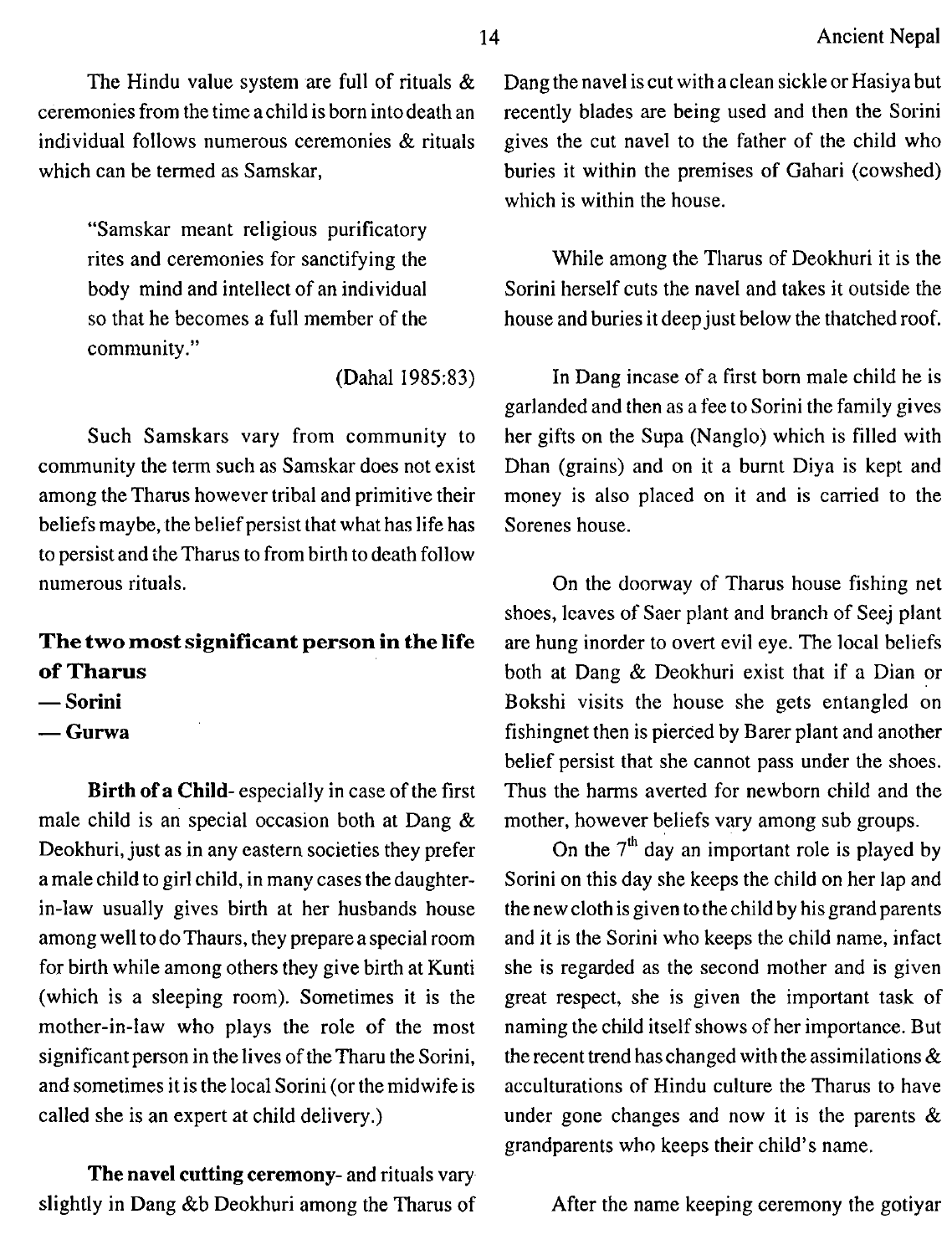The Hindu value system are full of rituals & ceremonies from the time a child is born into death an individual follows numerous ceremonies & rituals which can be termed as Samskar,

> "Samskar meant religious purificatory rites and ceremonies for sanctifying the body mind and intellect of an individual so that he becomes a full member of the community."
>
> (Dahal 1985:83)

Such Samskars vary from community to community the term such as Samskar does not exist among the Tharus however tribal and primitive their beliefs maybe, the belief persist that what has life has to persist and the Tharus to from birth to death follow numerous rituals.

## The two most significant person in the life of Tharus

— **Sorini**

— **Gurwa**

**Birth of a Child**- especially in case of the first male child is an special occasion both at Dang & Deokhuri, just as in any eastern societies they prefer a male child to girl child, in many cases the daughter-in-law usually gives birth at her husbands house among well to do Thaurs, they prepare a special room for birth while among others they give birth at Kunti (which is a sleeping room). Sometimes it is the mother-in-law who plays the role of the most significant person in the lives of the Tharu the Sorini, and sometimes it is the local Sorini (or the midwife is called she is an expert at child delivery.)

**The navel cutting ceremony**- and rituals vary slightly in Dang &b Deokhuri among the Tharus of Dang the navel is cut with a clean sickle or Hasiya but recently blades are being used and then the Sorini gives the cut navel to the father of the child who buries it within the premises of Gahari (cowshed) which is within the house.

While among the Tharus of Deokhuri it is the Sorini herself cuts the navel and takes it outside the house and buries it deep just below the thatched roof.

In Dang incase of a first born male child he is garlanded and then as a fee to Sorini the family gives her gifts on the Supa (Nanglo) which is filled with Dhan (grains) and on it a burnt Diya is kept and money is also placed on it and is carried to the Sorenes house.

On the doorway of Tharus house fishing net shoes, leaves of Saer plant and branch of Seej plant are hung inorder to overt evil eye. The local beliefs both at Dang & Deokhuri exist that if a Dian or Bokshi visits the house she gets entangled on fishingnet then is pierced by Barer plant and another belief persist that she cannot pass under the shoes. Thus the harms averted for newborn child and the mother, however beliefs vary among sub groups.

On the 7th day an important role is played by Sorini on this day she keeps the child on her lap and the new cloth is given to the child by his grand parents and it is the Sorini who keeps the child name, infact she is regarded as the second mother and is given great respect, she is given the important task of naming the child itself shows of her importance. But the recent trend has changed with the assimilations & acculturations of Hindu culture the Tharus to have under gone changes and now it is the parents & grandparents who keeps their child's name.

After the name keeping ceremony the gotiyar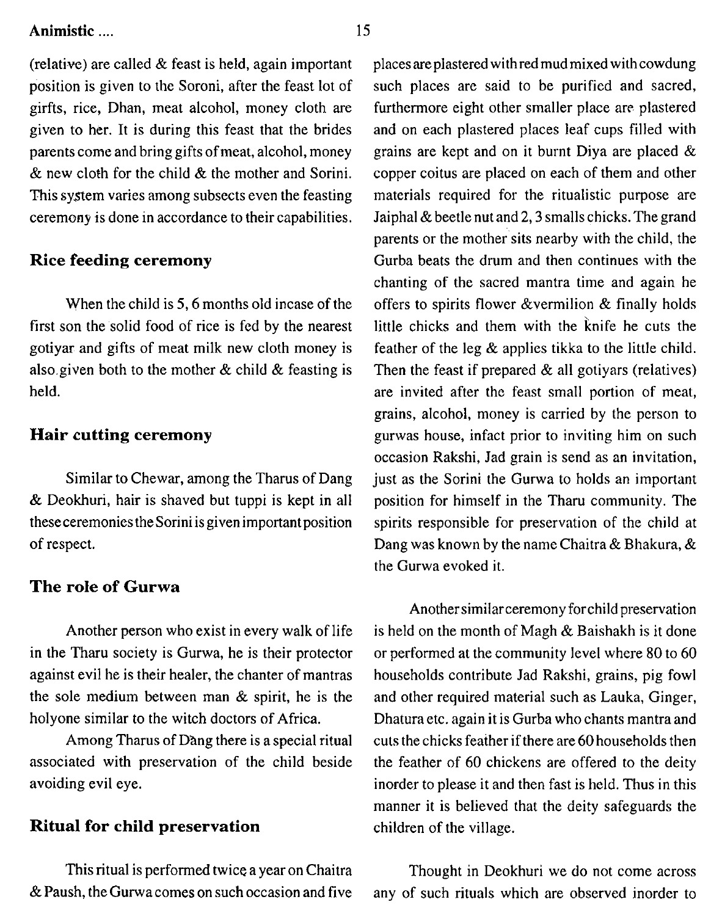(relative) are called & feast is held, again important position is given to the Soroni, after the feast lot of girfts, rice, Dhan, meat alcohol, money cloth are given to her. It is during this feast that the brides parents come and bring gifts of meat, alcohol, money & new cloth for the child & the mother and Sorini. This system varies among subsects even the feasting ceremony is done in accordance to their capabilities.

### Rice feeding ceremony

When the child is 5, 6 months old incase of the first son the solid food of rice is fed by the nearest gotiyar and gifts of meat milk new cloth money is also given both to the mother & child & feasting is held.

### Hair cutting ceremony

Similar to Chewar, among the Tharus of Dang & Deokhuri, hair is shaved but tuppi is kept in all these ceremonies the Sorini is given important position of respect.

### The role of Gurwa

Another person who exist in every walk of life in the Tharu society is Gurwa, he is their protector against evil he is their healer, the chanter of mantras the sole medium between man & spirit, he is the holyone similar to the witch doctors of Africa.

Among Tharus of Dang there is a special ritual associated with preservation of the child beside avoiding evil eye.

### Ritual for child preservation

This ritual is performed twice a year on Chaitra & Paush, the Gurwa comes on such occasion and five places are plastered with red mud mixed with cowdung such places are said to be purified and sacred, furthermore eight other smaller place are plastered and on each plastered places leaf cups filled with grains are kept and on it burnt Diya are placed & copper coitus are placed on each of them and other materials required for the ritualistic purpose are Jaiphal & beetle nut and 2, 3 smalls chicks. The grand parents or the mother sits nearby with the child, the Gurba beats the drum and then continues with the chanting of the sacred mantra time and again he offers to spirits flower &vermilion & finally holds little chicks and them with the knife he cuts the feather of the leg & applies tikka to the little child. Then the feast if prepared & all gotiyars (relatives) are invited after the feast small portion of meat, grains, alcohol, money is carried by the person to gurwas house, infact prior to inviting him on such occasion Rakshi, Jad grain is send as an invitation, just as the Sorini the Gurwa to holds an important position for himself in the Tharu community. The spirits responsible for preservation of the child at Dang was known by the name Chaitra & Bhakura, & the Gurwa evoked it.

Another similar ceremony for child preservation is held on the month of Magh & Baishakh is it done or performed at the community level where 80 to 60 households contribute Jad Rakshi, grains, pig fowl and other required material such as Lauka, Ginger, Dhatura etc. again it is Gurba who chants mantra and cuts the chicks feather if there are 60 households then the feather of 60 chickens are offered to the deity inorder to please it and then fast is held. Thus in this manner it is believed that the deity safeguards the children of the village.

Thought in Deokhuri we do not come across any of such rituals which are observed inorder to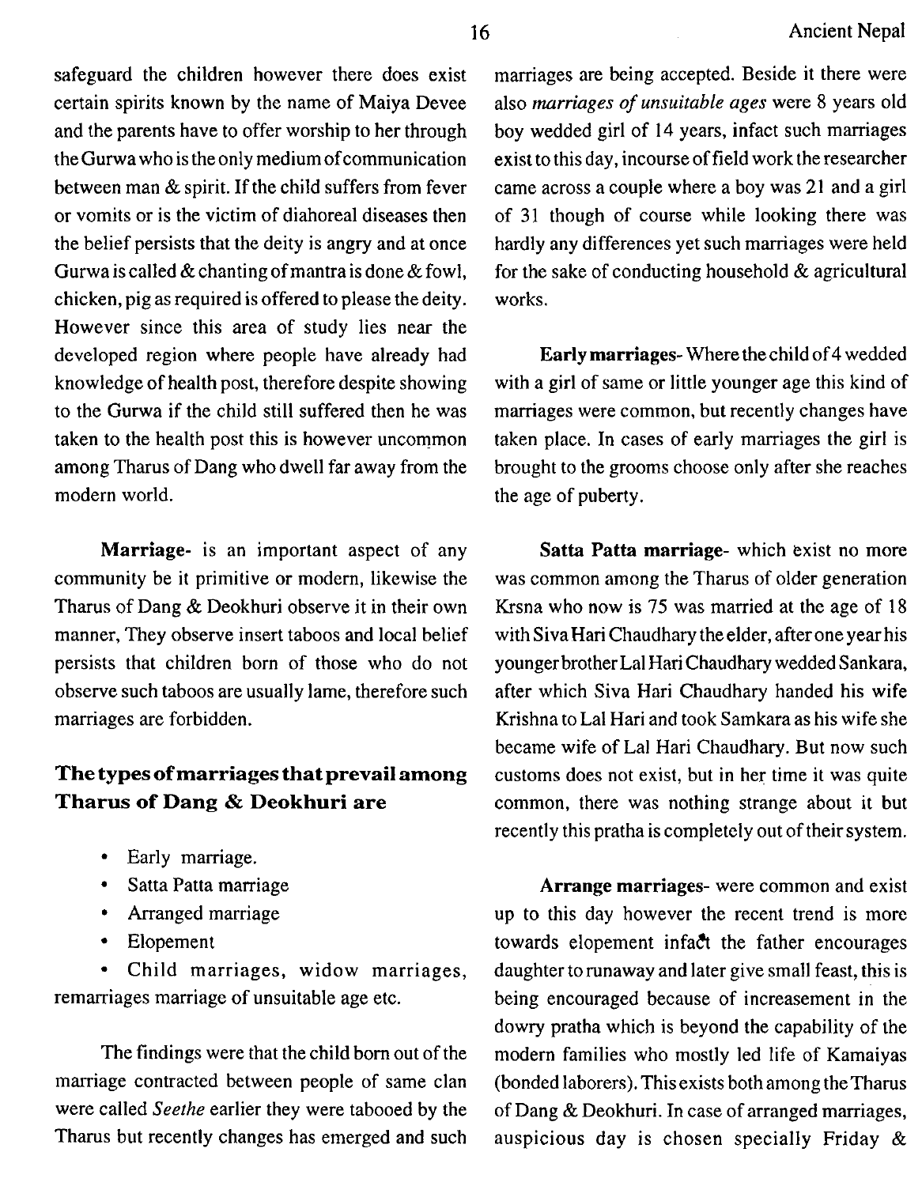safeguard the children however there does exist certain spirits known by the name of Maiya Devee and the parents have to offer worship to her through the Gurwa who is the only medium of communication between man & spirit. If the child suffers from fever or vomits or is the victim of diahoreal diseases then the belief persists that the deity is angry and at once Gurwa is called & chanting of mantra is done & fowl, chicken, pig as required is offered to please the deity. However since this area of study lies near the developed region where people have already had knowledge of health post, therefore despite showing to the Gurwa if the child still suffered then he was taken to the health post this is however uncommon among Tharus of Dang who dwell far away from the modern world.

**Marriage-** is an important aspect of any community be it primitive or modern, likewise the Tharus of Dang & Deokhuri observe it in their own manner, They observe insert taboos and local belief persists that children born of those who do not observe such taboos are usually lame, therefore such marriages are forbidden.

### The types of marriages that prevail among Tharus of Dang & Deokhuri are

- Early marriage.
- Satta Patta marriage
- Arranged marriage
- Elopement
- Child marriages, widow marriages, remarriages marriage of unsuitable age etc.

The findings were that the child born out of the marriage contracted between people of same clan were called *Seethe* earlier they were tabooed by the Tharus but recently changes has emerged and such marriages are being accepted. Beside it there were also *marriages of unsuitable ages* were 8 years old boy wedded girl of 14 years, infact such marriages exist to this day, incourse of field work the researcher came across a couple where a boy was 21 and a girl of 31 though of course while looking there was hardly any differences yet such marriages were held for the sake of conducting household & agricultural works.

**Early marriages-** Where the child of 4 wedded with a girl of same or little younger age this kind of marriages were common, but recently changes have taken place. In cases of early marriages the girl is brought to the grooms choose only after she reaches the age of puberty.

**Satta Patta marriage-** which exist no more was common among the Tharus of older generation Krsna who now is 75 was married at the age of 18 with Siva Hari Chaudhary the elder, after one year his younger brother Lal Hari Chaudhary wedded Sankara, after which Siva Hari Chaudhary handed his wife Krishna to Lal Hari and took Samkara as his wife she became wife of Lal Hari Chaudhary. But now such customs does not exist, but in her time it was quite common, there was nothing strange about it but recently this pratha is completely out of their system.

**Arrange marriages-** were common and exist up to this day however the recent trend is more towards elopement infact the father encourages daughter to runaway and later give small feast, this is being encouraged because of increasement in the dowry pratha which is beyond the capability of the modern families who mostly led life of Kamaiyas (bonded laborers). This exists both among the Tharus of Dang & Deokhuri. In case of arranged marriages, auspicious day is chosen specially Friday &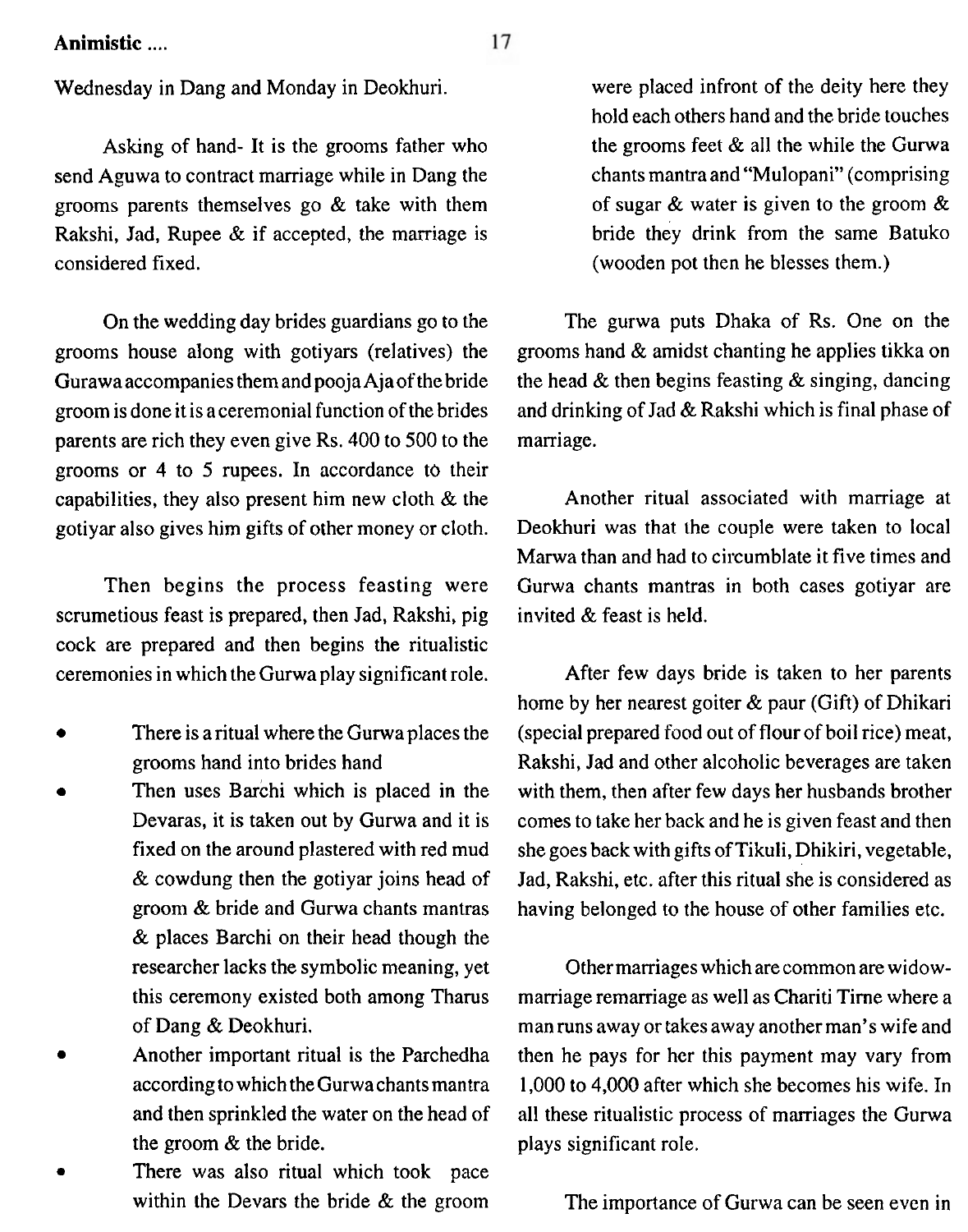Wednesday in Dang and Monday in Deokhuri.

Asking of hand- It is the grooms father who send Aguwa to contract marriage while in Dang the grooms parents themselves go & take with them Rakshi, Jad, Rupee & if accepted, the marriage is considered fixed.

On the wedding day brides guardians go to the grooms house along with gotiyars (relatives) the Gurawa accompanies them and pooja Aja of the bride groom is done it is a ceremonial function of the brides parents are rich they even give Rs. 400 to 500 to the grooms or 4 to 5 rupees. In accordance to their capabilities, they also present him new cloth & the gotiyar also gives him gifts of other money or cloth.

Then begins the process feasting were scrumetious feast is prepared, then Jad, Rakshi, pig cock are prepared and then begins the ritualistic ceremonies in which the Gurwa play significant role.

- There is a ritual where the Gurwa places the grooms hand into brides hand
- Then uses Barchi which is placed in the Devaras, it is taken out by Gurwa and it is fixed on the around plastered with red mud & cowdung then the gotiyar joins head of groom & bride and Gurwa chants mantras & places Barchi on their head though the researcher lacks the symbolic meaning, yet this ceremony existed both among Tharus of Dang & Deokhuri.
- Another important ritual is the Parchedha according to which the Gurwa chants mantra and then sprinkled the water on the head of the groom & the bride.
- There was also ritual which took pace within the Devars the bride & the groom were placed infront of the deity here they hold each others hand and the bride touches the grooms feet & all the while the Gurwa chants mantra and "Mulopani" (comprising of sugar & water is given to the groom & bride they drink from the same Batuko (wooden pot then he blesses them.)

The gurwa puts Dhaka of Rs. One on the grooms hand & amidst chanting he applies tikka on the head & then begins feasting & singing, dancing and drinking of Jad & Rakshi which is final phase of marriage.

Another ritual associated with marriage at Deokhuri was that the couple were taken to local Marwa than and had to circumblate it five times and Gurwa chants mantras in both cases gotiyar are invited & feast is held.

After few days bride is taken to her parents home by her nearest goiter & paur (Gift) of Dhikari (special prepared food out of flour of boil rice) meat, Rakshi, Jad and other alcoholic beverages are taken with them, then after few days her husbands brother comes to take her back and he is given feast and then she goes back with gifts of Tikuli, Dhikiri, vegetable, Jad, Rakshi, etc. after this ritual she is considered as having belonged to the house of other families etc.

Other marriages which are common are widow-marriage remarriage as well as Chariti Tirne where a man runs away or takes away another man's wife and then he pays for her this payment may vary from 1,000 to 4,000 after which she becomes his wife. In all these ritualistic process of marriages the Gurwa plays significant role.

The importance of Gurwa can be seen even in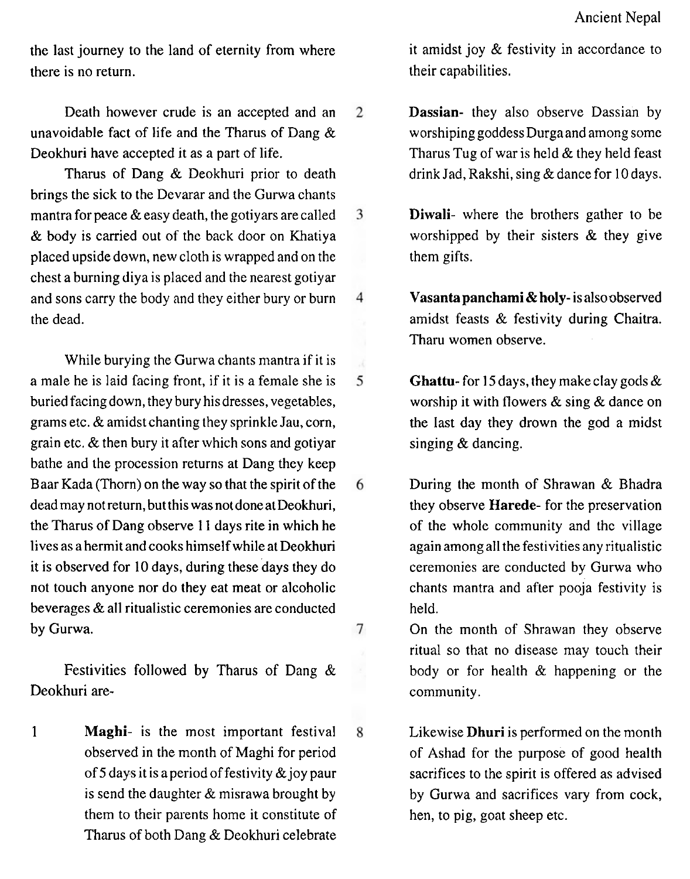the last journey to the land of eternity from where there is no return.

Death however crude is an accepted and an unavoidable fact of life and the Tharus of Dang & Deokhuri have accepted it as a part of life.

Tharus of Dang & Deokhuri prior to death brings the sick to the Devarar and the Gurwa chants mantra for peace & easy death, the gotiyars are called & body is carried out of the back door on Khatiya placed upside down, new cloth is wrapped and on the chest a burning diya is placed and the nearest gotiyar and sons carry the body and they either bury or burn the dead.

While burying the Gurwa chants mantra if it is a male he is laid facing front, if it is a female she is buried facing down, they bury his dresses, vegetables, grams etc. & amidst chanting they sprinkle Jau, corn, grain etc. & then bury it after which sons and gotiyar bathe and the procession returns at Dang they keep Baar Kada (Thorn) on the way so that the spirit of the dead may not return, but this was not done at Deokhuri, the Tharus of Dang observe 11 days rite in which he lives as a hermit and cooks himself while at Deokhuri it is observed for 10 days, during these days they do not touch anyone nor do they eat meat or alcoholic beverages & all ritualistic ceremonies are conducted by Gurwa.

Festivities followed by Tharus of Dang & Deokhuri are-

1. **Maghi**- is the most important festival observed in the month of Maghi for period of 5 days it is a period of festivity & joy paur is send the daughter & misrawa brought by them to their parents home it constitute of Tharus of both Dang & Deokhuri celebrate it amidst joy & festivity in accordance to their capabilities.

2. **Dassian**- they also observe Dassian by worshiping goddess Durga and among some Tharus Tug of war is held & they held feast drink Jad, Rakshi, sing & dance for 10 days.

3. **Diwali**- where the brothers gather to be worshipped by their sisters & they give them gifts.

4. **Vasanta panchami & holy**- is also observed amidst feasts & festivity during Chaitra. Tharu women observe.

5. **Ghattu**- for 15 days, they make clay gods & worship it with flowers & sing & dance on the last day they drown the god a midst singing & dancing.

6. During the month of Shrawan & Bhadra they observe **Harede**- for the preservation of the whole community and the village again among all the festivities any ritualistic ceremonies are conducted by Gurwa who chants mantra and after pooja festivity is held.

7. On the month of Shrawan they observe ritual so that no disease may touch their body or for health & happening or the community.

8. Likewise **Dhuri** is performed on the month of Ashad for the purpose of good health sacrifices to the spirit is offered as advised by Gurwa and sacrifices vary from cock, hen, to pig, goat sheep etc.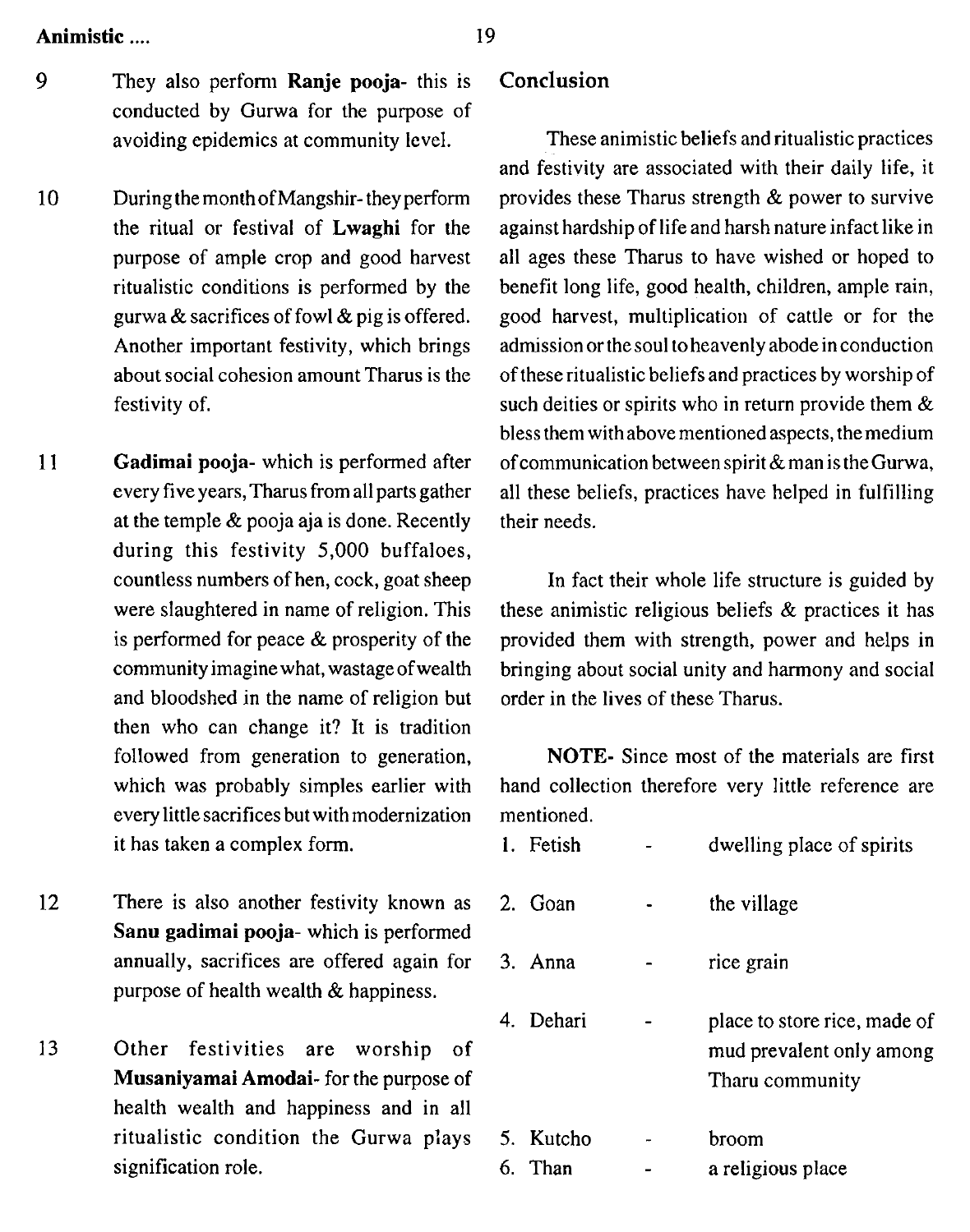9 They also perform **Ranje pooja**- this is conducted by Gurwa for the purpose of avoiding epidemics at community level.

10 During the month of Mangshir- they perform the ritual or festival of **Lwaghi** for the purpose of ample crop and good harvest ritualistic conditions is performed by the gurwa & sacrifices of fowl & pig is offered. Another important festivity, which brings about social cohesion amount Tharus is the festivity of.

11 **Gadimai pooja**- which is performed after every five years, Tharus from all parts gather at the temple & pooja aja is done. Recently during this festivity 5,000 buffaloes, countless numbers of hen, cock, goat sheep were slaughtered in name of religion. This is performed for peace & prosperity of the community imagine what, wastage of wealth and bloodshed in the name of religion but then who can change it? It is tradition followed from generation to generation, which was probably simples earlier with every little sacrifices but with modernization it has taken a complex form.

12 There is also another festivity known as **Sanu gadimai pooja**- which is performed annually, sacrifices are offered again for purpose of health wealth & happiness.

13 Other festivities are worship of **Musaniyamai Amodai**- for the purpose of health wealth and happiness and in all ritualistic condition the Gurwa plays signification role.

## Conclusion

These animistic beliefs and ritualistic practices and festivity are associated with their daily life, it provides these Tharus strength & power to survive against hardship of life and harsh nature infact like in all ages these Tharus to have wished or hoped to benefit long life, good health, children, ample rain, good harvest, multiplication of cattle or for the admission or the soul to heavenly abode in conduction of these ritualistic beliefs and practices by worship of such deities or spirits who in return provide them & bless them with above mentioned aspects, the medium of communication between spirit & man is the Gurwa, all these beliefs, practices have helped in fulfilling their needs.

In fact their whole life structure is guided by these animistic religious beliefs & practices it has provided them with strength, power and helps in bringing about social unity and harmony and social order in the lives of these Tharus.

**NOTE-** Since most of the materials are first hand collection therefore very little reference are mentioned.

1. Fetish - dwelling place of spirits
2. Goan - the village
3. Anna - rice grain
4. Dehari - place to store rice, made of mud prevalent only among Tharu community
5. Kutcho - broom
6. Than - a religious place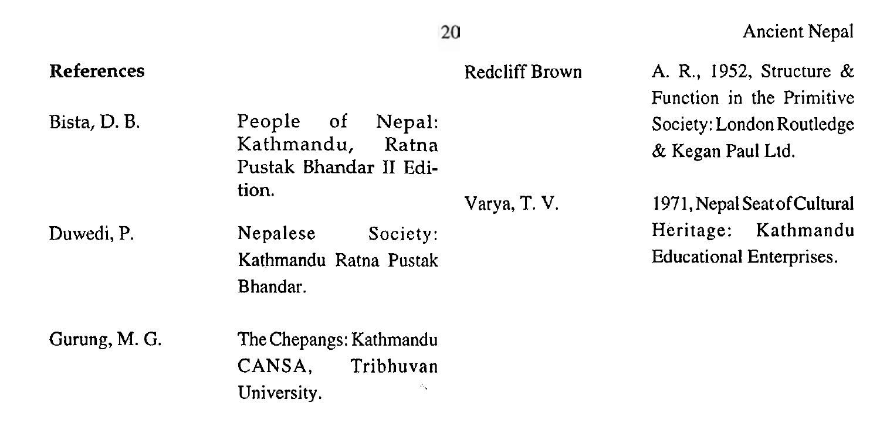## References

Bista, D. B. People of Nepal: Kathmandu, Ratna Pustak Bhandar II Edition.

Duwedi, P. Nepalese Society: Kathmandu Ratna Pustak Bhandar.

Gurung, M. G. The Chepangs: Kathmandu CANSA, Tribhuvan University.

Redcliff Brown A. R., 1952, Structure & Function in the Primitive Society: London Routledge & Kegan Paul Ltd.

Varya, T. V. 1971, Nepal Seat of Cultural Heritage: Kathmandu Educational Enterprises.